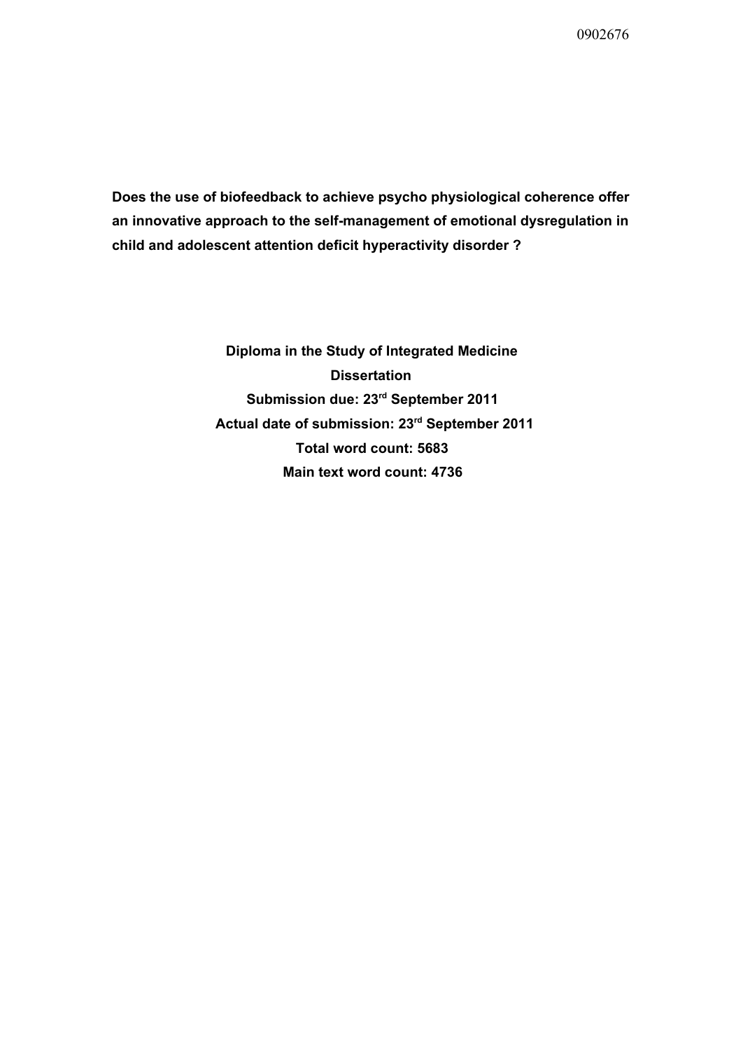0902676

**Does the use of biofeedback to achieve psycho physiological coherence offer an innovative approach to the self-management of emotional dysregulation in child and adolescent attention deficit hyperactivity disorder ?**

**Diploma in the Study of Integrated Medicine**

**Dissertation**

**Submission due: 23rd September 2011**

**Actual date of submission: 23rd September 2011**

**Total word count: 5683**

**Main text word count: 4736**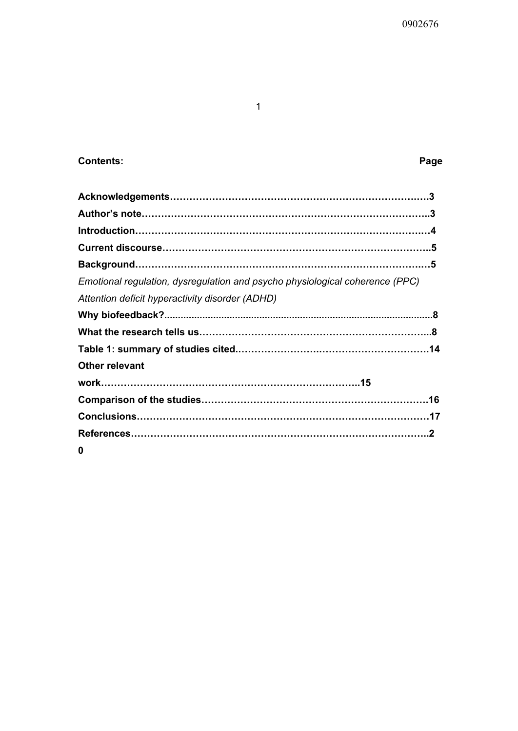**Contents:** **Page**

**Acknowledgements……………………………………………………………………….3**

**Author's note………………………………………………………………………………..3**

**Introduction……………………………………………………………………………….4**

**Current discourse………………………………………………………………………..5**

**Background……………………………………………………………………………….5**

*Emotional regulation, dysregulation and psycho physiological coherence (PPC)*

*Attention deficit hyperactivity disorder (ADHD)*

**Why biofeedback?..................................................................................................8**

**What the research tells us……………………………………………………………..8**

**Table 1: summary of studies cited…………………………………………………….14**

**Other relevant work………………………………………………………………….15**

**Comparison of the studies…………………………………………………………….16**

**Conclusions……………………………………………………………………………17**

**References……………………………………………………………………………..20**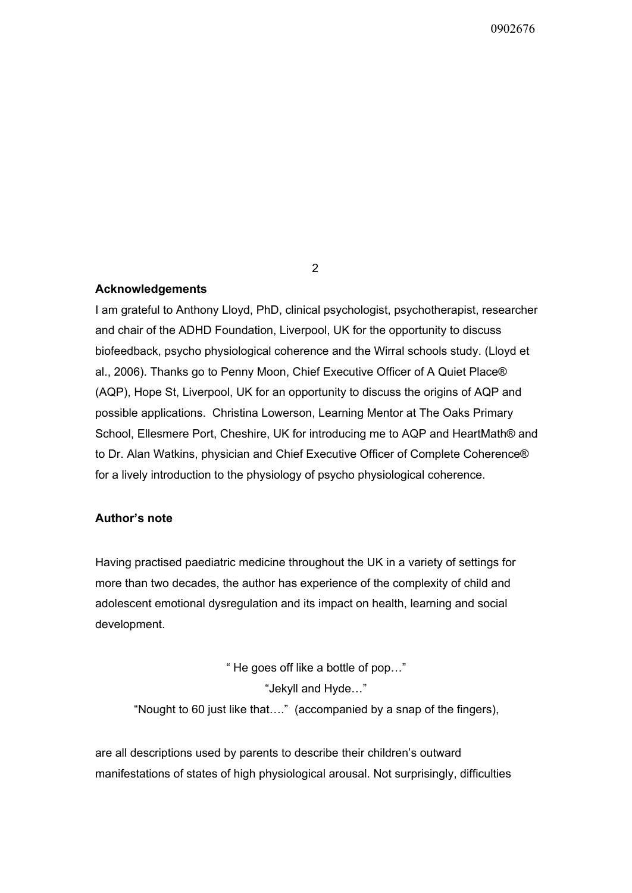## Acknowledgements

I am grateful to Anthony Lloyd, PhD, clinical psychologist, psychotherapist, researcher and chair of the ADHD Foundation, Liverpool, UK for the opportunity to discuss biofeedback, psycho physiological coherence and the Wirral schools study. (Lloyd et al., 2006). Thanks go to Penny Moon, Chief Executive Officer of A Quiet Place® (AQP), Hope St, Liverpool, UK for an opportunity to discuss the origins of AQP and possible applications. Christina Lowerson, Learning Mentor at The Oaks Primary School, Ellesmere Port, Cheshire, UK for introducing me to AQP and HeartMath® and to Dr. Alan Watkins, physician and Chief Executive Officer of Complete Coherence® for a lively introduction to the physiology of psycho physiological coherence.

## Author's note

Having practised paediatric medicine throughout the UK in a variety of settings for more than two decades, the author has experience of the complexity of child and adolescent emotional dysregulation and its impact on health, learning and social development.

" He goes off like a bottle of pop…"

"Jekyll and Hyde…"

"Nought to 60 just like that…." (accompanied by a snap of the fingers),

are all descriptions used by parents to describe their children's outward manifestations of states of high physiological arousal. Not surprisingly, difficulties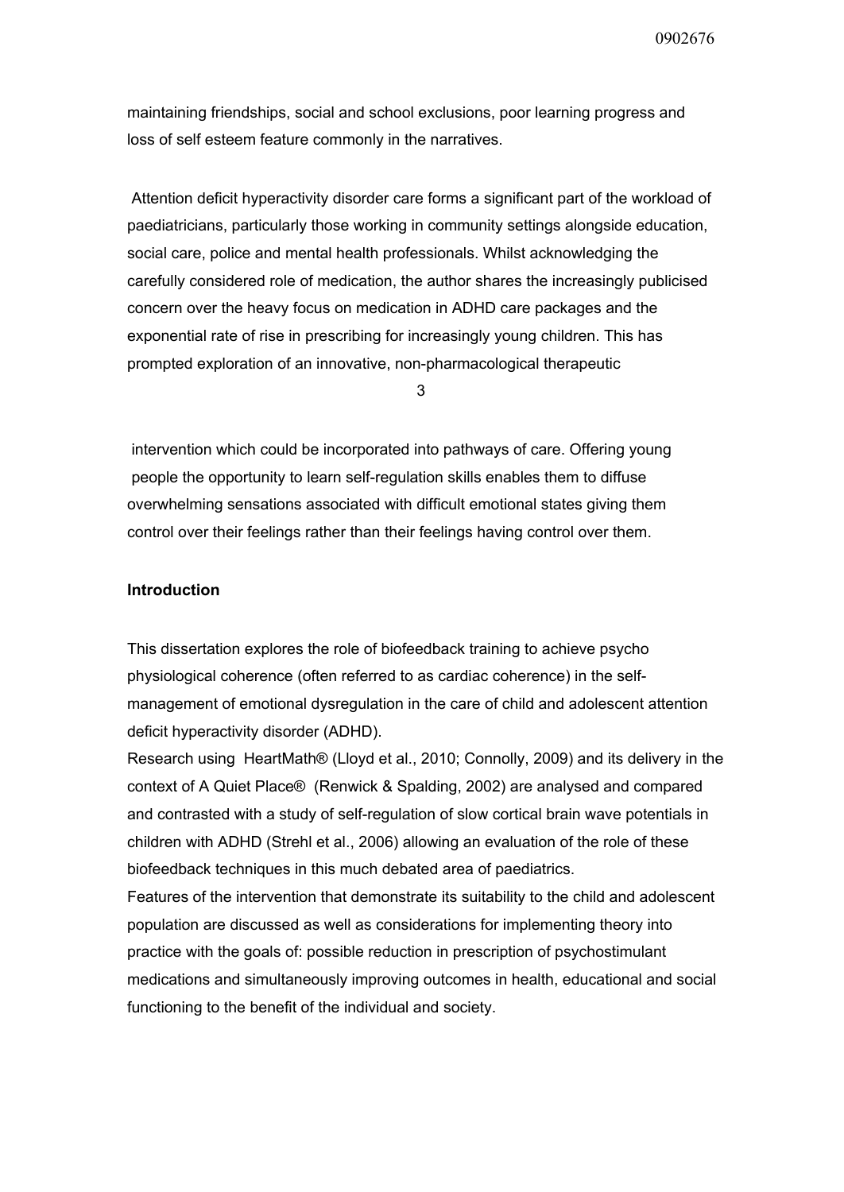maintaining friendships, social and school exclusions, poor learning progress and loss of self esteem feature commonly in the narratives.

Attention deficit hyperactivity disorder care forms a significant part of the workload of paediatricians, particularly those working in community settings alongside education, social care, police and mental health professionals. Whilst acknowledging the carefully considered role of medication, the author shares the increasingly publicised concern over the heavy focus on medication in ADHD care packages and the exponential rate of rise in prescribing for increasingly young children. This has prompted exploration of an innovative, non-pharmacological therapeutic intervention which could be incorporated into pathways of care. Offering young people the opportunity to learn self-regulation skills enables them to diffuse overwhelming sensations associated with difficult emotional states giving them control over their feelings rather than their feelings having control over them.

**Introduction**

This dissertation explores the role of biofeedback training to achieve psycho physiological coherence (often referred to as cardiac coherence) in the self-management of emotional dysregulation in the care of child and adolescent attention deficit hyperactivity disorder (ADHD).
Research using HeartMath® (Lloyd et al., 2010; Connolly, 2009) and its delivery in the context of A Quiet Place® (Renwick & Spalding, 2002) are analysed and compared and contrasted with a study of self-regulation of slow cortical brain wave potentials in children with ADHD (Strehl et al., 2006) allowing an evaluation of the role of these biofeedback techniques in this much debated area of paediatrics.
Features of the intervention that demonstrate its suitability to the child and adolescent population are discussed as well as considerations for implementing theory into practice with the goals of: possible reduction in prescription of psychostimulant medications and simultaneously improving outcomes in health, educational and social functioning to the benefit of the individual and society.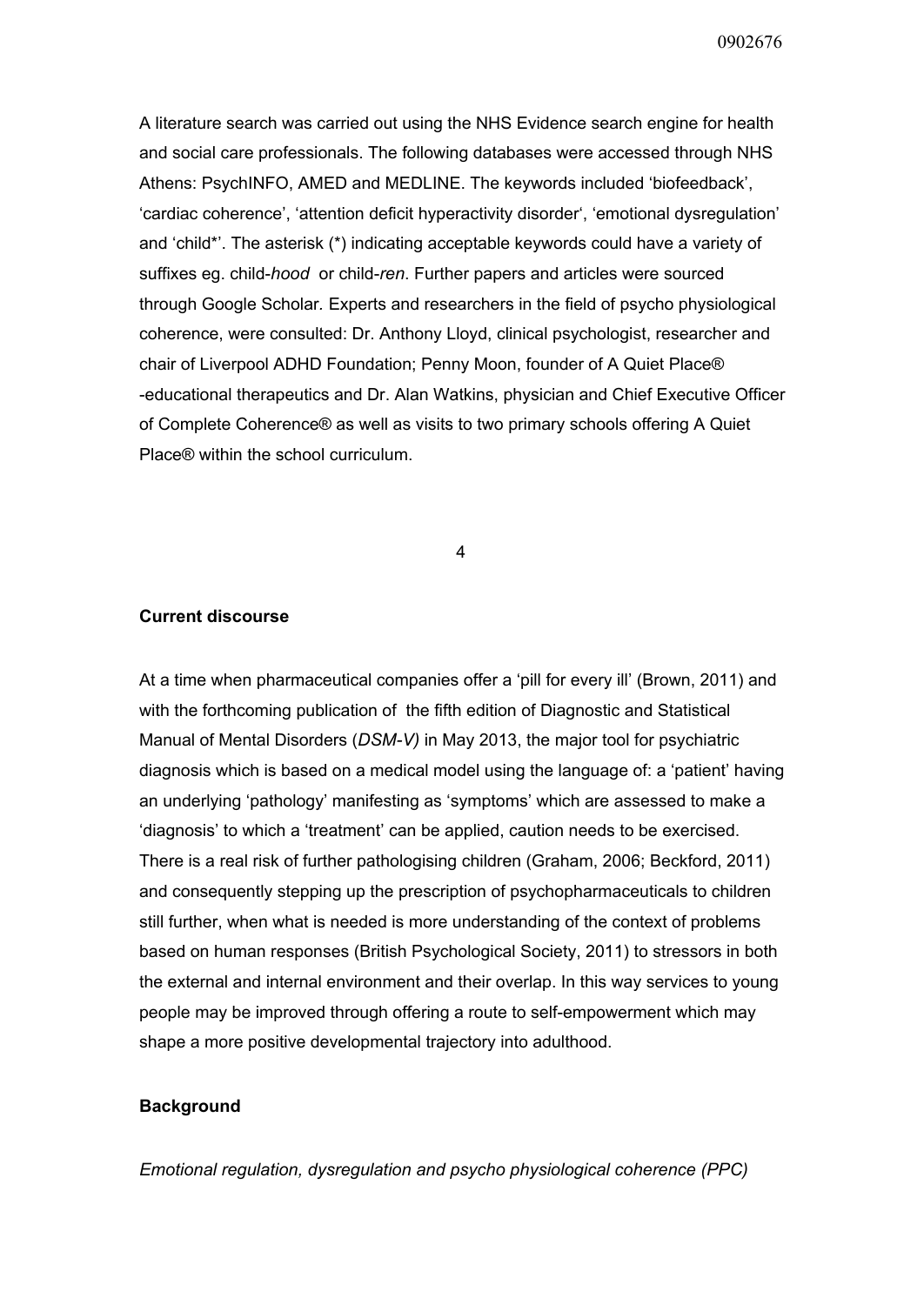A literature search was carried out using the NHS Evidence search engine for health and social care professionals. The following databases were accessed through NHS Athens: PsychINFO, AMED and MEDLINE. The keywords included 'biofeedback', 'cardiac coherence', 'attention deficit hyperactivity disorder', 'emotional dysregulation' and 'child*'. The asterisk (*) indicating acceptable keywords could have a variety of suffixes eg. child-*hood* or child-*ren*. Further papers and articles were sourced through Google Scholar. Experts and researchers in the field of psycho physiological coherence, were consulted: Dr. Anthony Lloyd, clinical psychologist, researcher and chair of Liverpool ADHD Foundation; Penny Moon, founder of A Quiet Place® -educational therapeutics and Dr. Alan Watkins, physician and Chief Executive Officer of Complete Coherence® as well as visits to two primary schools offering A Quiet Place® within the school curriculum.

**Current discourse**

At a time when pharmaceutical companies offer a 'pill for every ill' (Brown, 2011) and with the forthcoming publication of the fifth edition of Diagnostic and Statistical Manual of Mental Disorders (*DSM-V)* in May 2013, the major tool for psychiatric diagnosis which is based on a medical model using the language of: a 'patient' having an underlying 'pathology' manifesting as 'symptoms' which are assessed to make a 'diagnosis' to which a 'treatment' can be applied, caution needs to be exercised. There is a real risk of further pathologising children (Graham, 2006; Beckford, 2011) and consequently stepping up the prescription of psychopharmaceuticals to children still further, when what is needed is more understanding of the context of problems based on human responses (British Psychological Society, 2011) to stressors in both the external and internal environment and their overlap. In this way services to young people may be improved through offering a route to self-empowerment which may shape a more positive developmental trajectory into adulthood.

**Background**

*Emotional regulation, dysregulation and psycho physiological coherence (PPC)*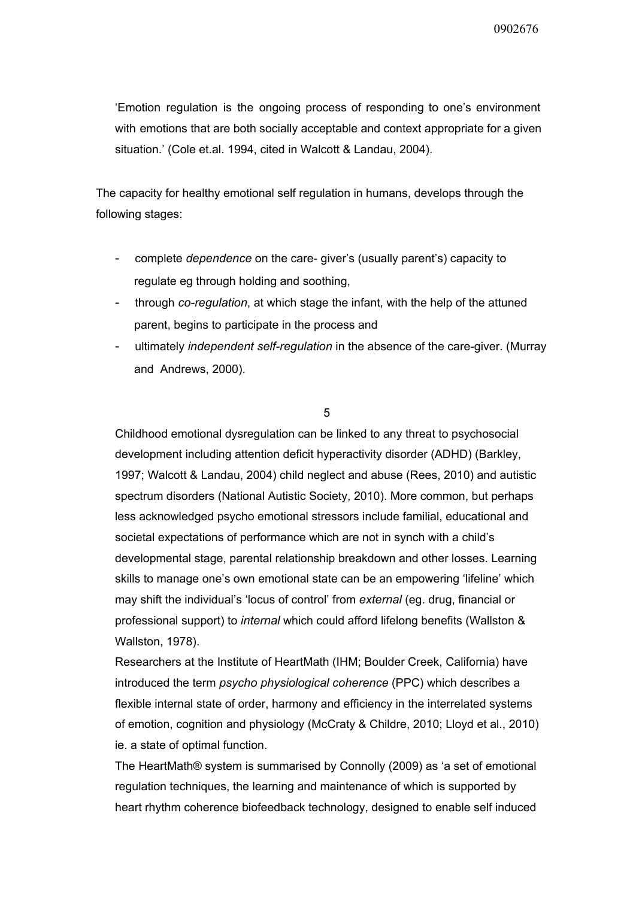'Emotion regulation is the ongoing process of responding to one's environment with emotions that are both socially acceptable and context appropriate for a given situation.' (Cole et.al. 1994, cited in Walcott & Landau, 2004).

The capacity for healthy emotional self regulation in humans, develops through the following stages:

- complete *dependence* on the care- giver's (usually parent's) capacity to regulate eg through holding and soothing,
- through *co-regulation*, at which stage the infant, with the help of the attuned parent, begins to participate in the process and
- ultimately *independent self-regulation* in the absence of the care-giver. (Murray and Andrews, 2000).

Childhood emotional dysregulation can be linked to any threat to psychosocial development including attention deficit hyperactivity disorder (ADHD) (Barkley, 1997; Walcott & Landau, 2004) child neglect and abuse (Rees, 2010) and autistic spectrum disorders (National Autistic Society, 2010). More common, but perhaps less acknowledged psycho emotional stressors include familial, educational and societal expectations of performance which are not in synch with a child's developmental stage, parental relationship breakdown and other losses. Learning skills to manage one's own emotional state can be an empowering 'lifeline' which may shift the individual's 'locus of control' from *external* (eg. drug, financial or professional support) to *internal* which could afford lifelong benefits (Wallston & Wallston, 1978).

Researchers at the Institute of HeartMath (IHM; Boulder Creek, California) have introduced the term *psycho physiological coherence* (PPC) which describes a flexible internal state of order, harmony and efficiency in the interrelated systems of emotion, cognition and physiology (McCraty & Childre, 2010; Lloyd et al., 2010) ie. a state of optimal function.

The HeartMath® system is summarised by Connolly (2009) as 'a set of emotional regulation techniques, the learning and maintenance of which is supported by heart rhythm coherence biofeedback technology, designed to enable self induced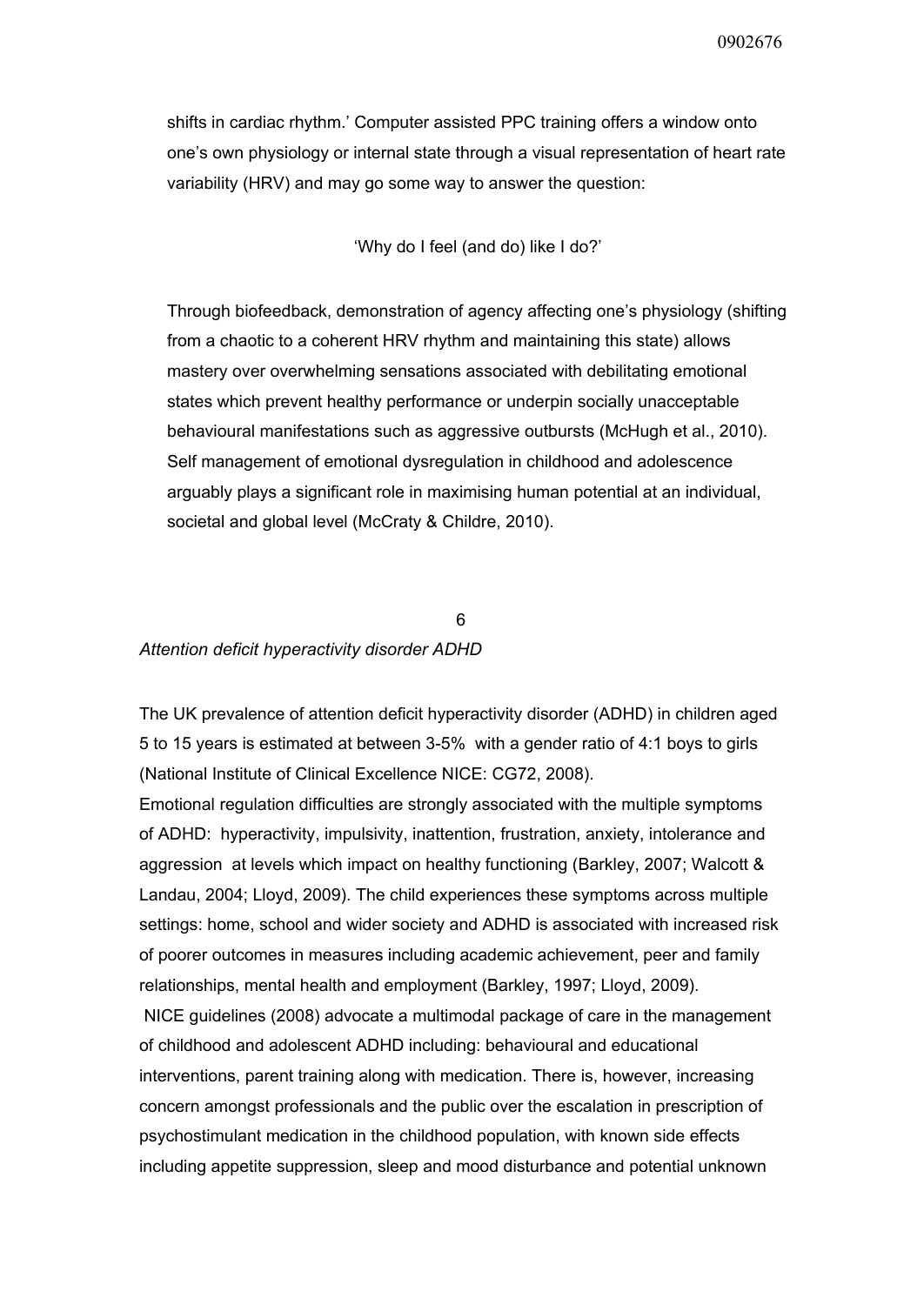shifts in cardiac rhythm.' Computer assisted PPC training offers a window onto one's own physiology or internal state through a visual representation of heart rate variability (HRV) and may go some way to answer the question:

'Why do I feel (and do) like I do?'

Through biofeedback, demonstration of agency affecting one's physiology (shifting from a chaotic to a coherent HRV rhythm and maintaining this state) allows mastery over overwhelming sensations associated with debilitating emotional states which prevent healthy performance or underpin socially unacceptable behavioural manifestations such as aggressive outbursts (McHugh et al., 2010). Self management of emotional dysregulation in childhood and adolescence arguably plays a significant role in maximising human potential at an individual, societal and global level (McCraty & Childre, 2010).

6

*Attention deficit hyperactivity disorder ADHD*

The UK prevalence of attention deficit hyperactivity disorder (ADHD) in children aged 5 to 15 years is estimated at between 3-5% with a gender ratio of 4:1 boys to girls (National Institute of Clinical Excellence NICE: CG72, 2008).

Emotional regulation difficulties are strongly associated with the multiple symptoms of ADHD: hyperactivity, impulsivity, inattention, frustration, anxiety, intolerance and aggression at levels which impact on healthy functioning (Barkley, 2007; Walcott & Landau, 2004; Lloyd, 2009). The child experiences these symptoms across multiple settings: home, school and wider society and ADHD is associated with increased risk of poorer outcomes in measures including academic achievement, peer and family relationships, mental health and employment (Barkley, 1997; Lloyd, 2009).

NICE guidelines (2008) advocate a multimodal package of care in the management of childhood and adolescent ADHD including: behavioural and educational interventions, parent training along with medication. There is, however, increasing concern amongst professionals and the public over the escalation in prescription of psychostimulant medication in the childhood population, with known side effects including appetite suppression, sleep and mood disturbance and potential unknown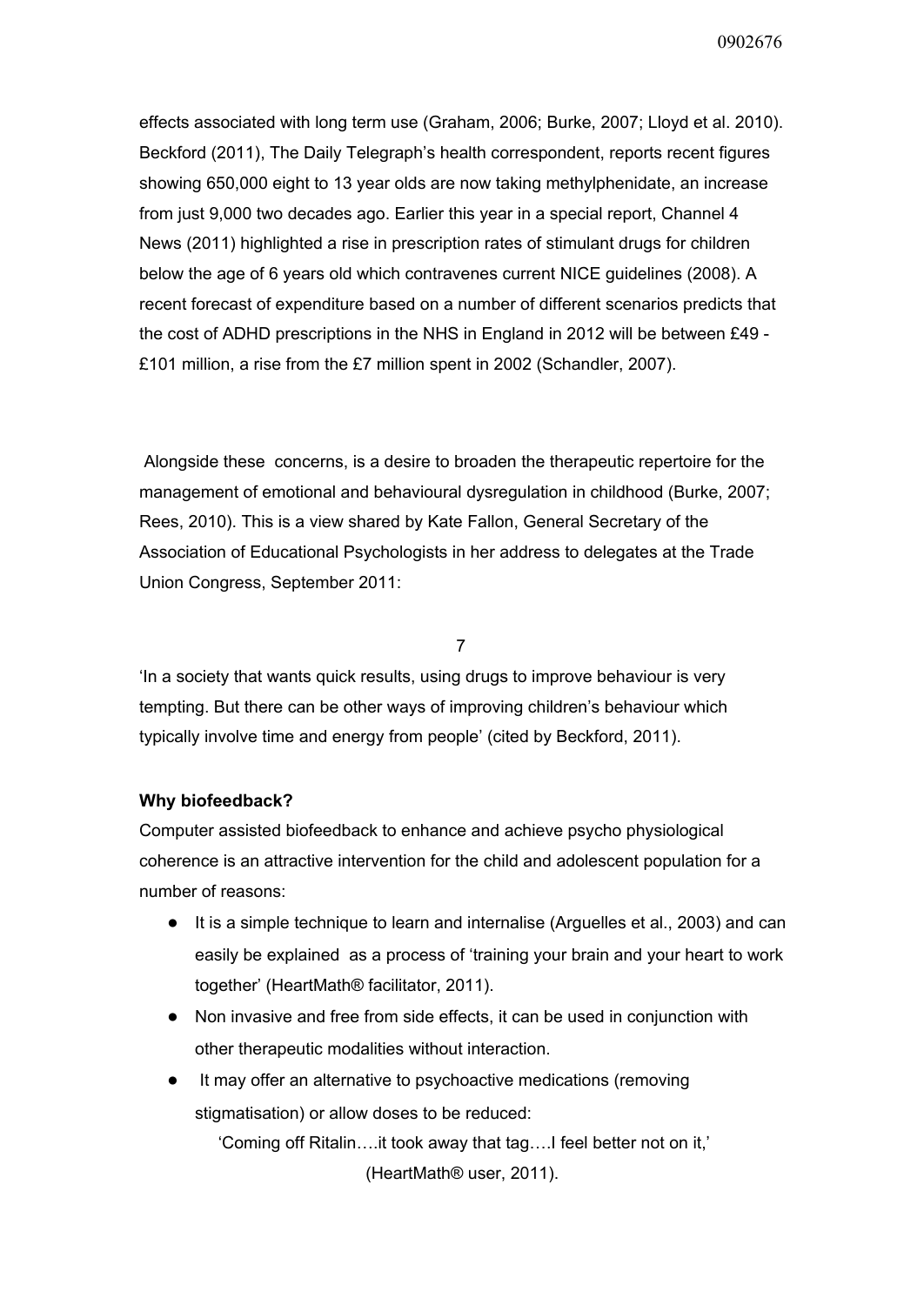effects associated with long term use (Graham, 2006; Burke, 2007; Lloyd et al. 2010). Beckford (2011), The Daily Telegraph's health correspondent, reports recent figures showing 650,000 eight to 13 year olds are now taking methylphenidate, an increase from just 9,000 two decades ago. Earlier this year in a special report, Channel 4 News (2011) highlighted a rise in prescription rates of stimulant drugs for children below the age of 6 years old which contravenes current NICE guidelines (2008). A recent forecast of expenditure based on a number of different scenarios predicts that the cost of ADHD prescriptions in the NHS in England in 2012 will be between £49 - £101 million, a rise from the £7 million spent in 2002 (Schandler, 2007).

Alongside these concerns, is a desire to broaden the therapeutic repertoire for the management of emotional and behavioural dysregulation in childhood (Burke, 2007; Rees, 2010). This is a view shared by Kate Fallon, General Secretary of the Association of Educational Psychologists in her address to delegates at the Trade Union Congress, September 2011:

'In a society that wants quick results, using drugs to improve behaviour is very tempting. But there can be other ways of improving children's behaviour which typically involve time and energy from people' (cited by Beckford, 2011).

**Why biofeedback?**

Computer assisted biofeedback to enhance and achieve psycho physiological coherence is an attractive intervention for the child and adolescent population for a number of reasons:

- It is a simple technique to learn and internalise (Arguelles et al., 2003) and can easily be explained as a process of 'training your brain and your heart to work together' (HeartMath® facilitator, 2011).
- Non invasive and free from side effects, it can be used in conjunction with other therapeutic modalities without interaction.
- It may offer an alternative to psychoactive medications (removing stigmatisation) or allow doses to be reduced:

  'Coming off Ritalin….it took away that tag….I feel better not on it,'
  (HeartMath® user, 2011).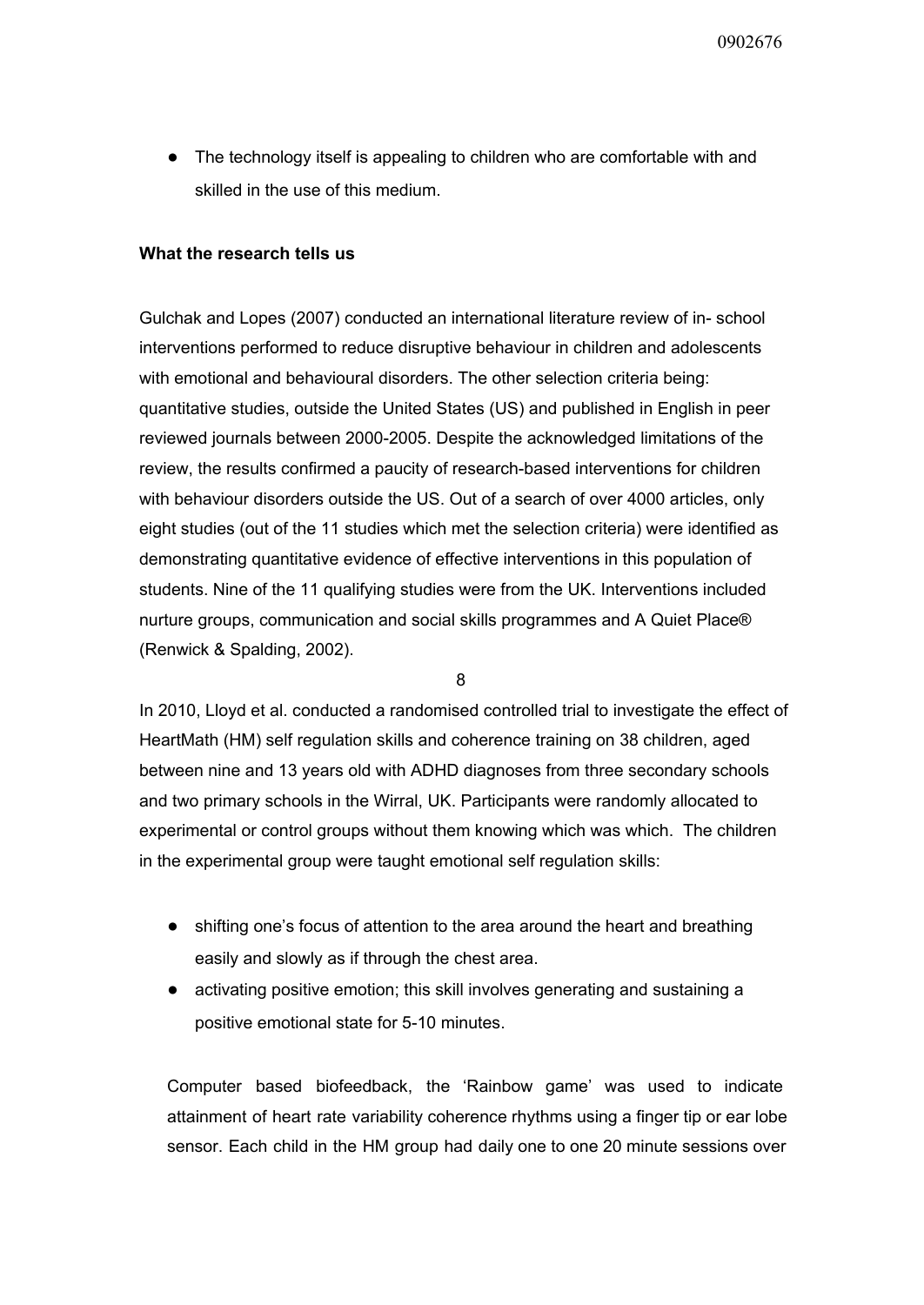- The technology itself is appealing to children who are comfortable with and skilled in the use of this medium.

**What the research tells us**

Gulchak and Lopes (2007) conducted an international literature review of in- school interventions performed to reduce disruptive behaviour in children and adolescents with emotional and behavioural disorders. The other selection criteria being: quantitative studies, outside the United States (US) and published in English in peer reviewed journals between 2000-2005. Despite the acknowledged limitations of the review, the results confirmed a paucity of research-based interventions for children with behaviour disorders outside the US. Out of a search of over 4000 articles, only eight studies (out of the 11 studies which met the selection criteria) were identified as demonstrating quantitative evidence of effective interventions in this population of students. Nine of the 11 qualifying studies were from the UK. Interventions included nurture groups, communication and social skills programmes and A Quiet Place® (Renwick & Spalding, 2002).

In 2010, Lloyd et al. conducted a randomised controlled trial to investigate the effect of HeartMath (HM) self regulation skills and coherence training on 38 children, aged between nine and 13 years old with ADHD diagnoses from three secondary schools and two primary schools in the Wirral, UK. Participants were randomly allocated to experimental or control groups without them knowing which was which. The children in the experimental group were taught emotional self regulation skills:

- shifting one's focus of attention to the area around the heart and breathing easily and slowly as if through the chest area.
- activating positive emotion; this skill involves generating and sustaining a positive emotional state for 5-10 minutes.

Computer based biofeedback, the 'Rainbow game' was used to indicate attainment of heart rate variability coherence rhythms using a finger tip or ear lobe sensor. Each child in the HM group had daily one to one 20 minute sessions over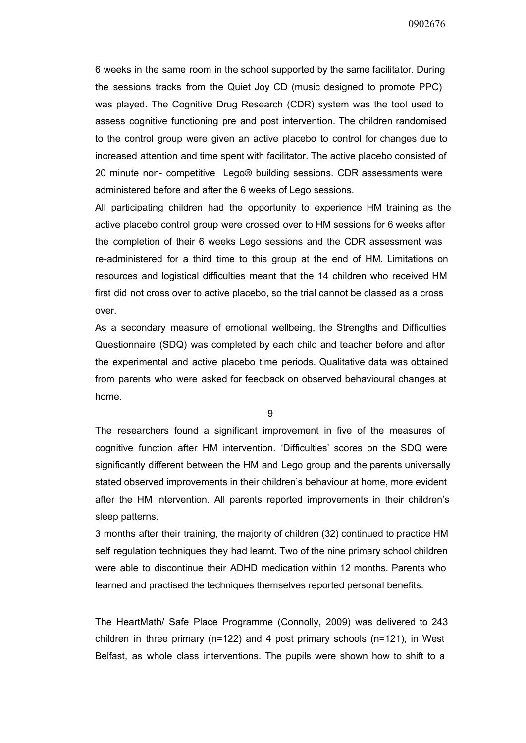6 weeks in the same room in the school supported by the same facilitator. During the sessions tracks from the Quiet Joy CD (music designed to promote PPC) was played. The Cognitive Drug Research (CDR) system was the tool used to assess cognitive functioning pre and post intervention. The children randomised to the control group were given an active placebo to control for changes due to increased attention and time spent with facilitator. The active placebo consisted of 20 minute non- competitive Lego® building sessions. CDR assessments were administered before and after the 6 weeks of Lego sessions.

All participating children had the opportunity to experience HM training as the active placebo control group were crossed over to HM sessions for 6 weeks after the completion of their 6 weeks Lego sessions and the CDR assessment was re-administered for a third time to this group at the end of HM. Limitations on resources and logistical difficulties meant that the 14 children who received HM first did not cross over to active placebo, so the trial cannot be classed as a cross over.

As a secondary measure of emotional wellbeing, the Strengths and Difficulties Questionnaire (SDQ) was completed by each child and teacher before and after the experimental and active placebo time periods. Qualitative data was obtained from parents who were asked for feedback on observed behavioural changes at home.

The researchers found a significant improvement in five of the measures of cognitive function after HM intervention. 'Difficulties' scores on the SDQ were significantly different between the HM and Lego group and the parents universally stated observed improvements in their children's behaviour at home, more evident after the HM intervention. All parents reported improvements in their children's sleep patterns.

3 months after their training, the majority of children (32) continued to practice HM self regulation techniques they had learnt. Two of the nine primary school children were able to discontinue their ADHD medication within 12 months. Parents who learned and practised the techniques themselves reported personal benefits.

The HeartMath/ Safe Place Programme (Connolly, 2009) was delivered to 243 children in three primary (n=122) and 4 post primary schools (n=121), in West Belfast, as whole class interventions. The pupils were shown how to shift to a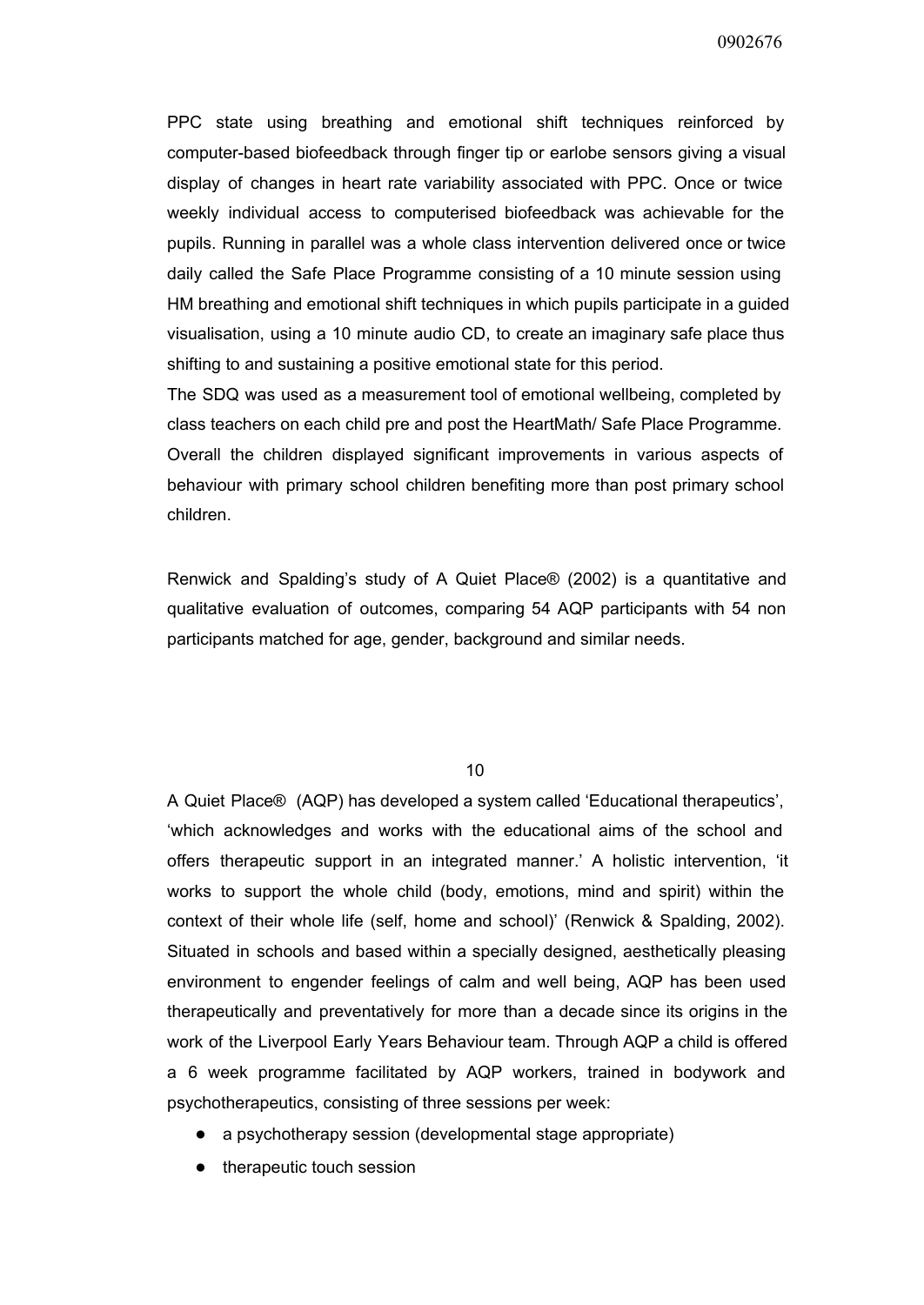PPC state using breathing and emotional shift techniques reinforced by computer-based biofeedback through finger tip or earlobe sensors giving a visual display of changes in heart rate variability associated with PPC. Once or twice weekly individual access to computerised biofeedback was achievable for the pupils. Running in parallel was a whole class intervention delivered once or twice daily called the Safe Place Programme consisting of a 10 minute session using HM breathing and emotional shift techniques in which pupils participate in a guided visualisation, using a 10 minute audio CD, to create an imaginary safe place thus shifting to and sustaining a positive emotional state for this period.
The SDQ was used as a measurement tool of emotional wellbeing, completed by class teachers on each child pre and post the HeartMath/ Safe Place Programme. Overall the children displayed significant improvements in various aspects of behaviour with primary school children benefiting more than post primary school children.

Renwick and Spalding's study of A Quiet Place® (2002) is a quantitative and qualitative evaluation of outcomes, comparing 54 AQP participants with 54 non participants matched for age, gender, background and similar needs.

A Quiet Place® (AQP) has developed a system called 'Educational therapeutics', 'which acknowledges and works with the educational aims of the school and offers therapeutic support in an integrated manner.' A holistic intervention, 'it works to support the whole child (body, emotions, mind and spirit) within the context of their whole life (self, home and school)' (Renwick & Spalding, 2002). Situated in schools and based within a specially designed, aesthetically pleasing environment to engender feelings of calm and well being, AQP has been used therapeutically and preventatively for more than a decade since its origins in the work of the Liverpool Early Years Behaviour team. Through AQP a child is offered a 6 week programme facilitated by AQP workers, trained in bodywork and psychotherapeutics, consisting of three sessions per week:

- a psychotherapy session (developmental stage appropriate)
- therapeutic touch session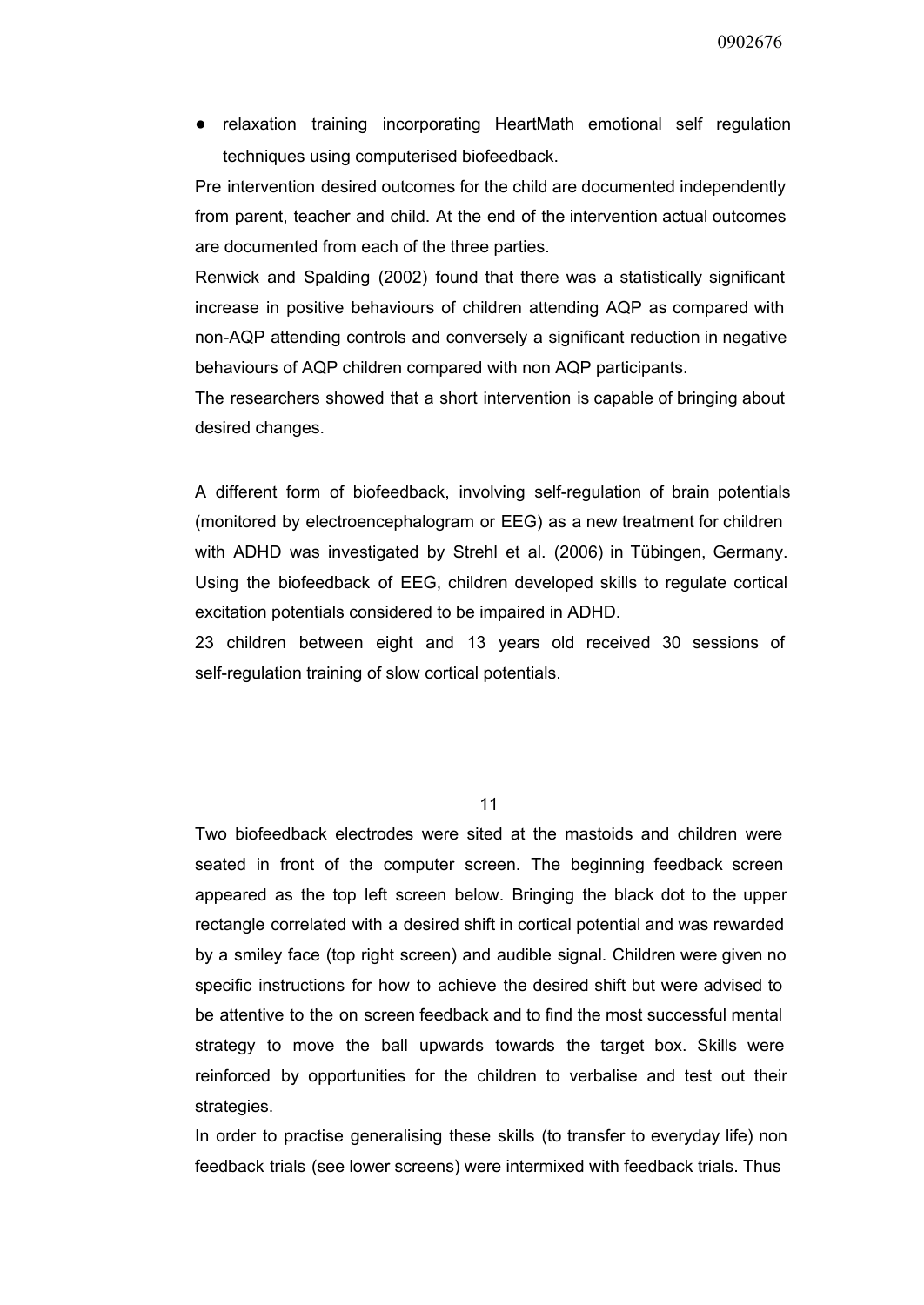- relaxation training incorporating HeartMath emotional self regulation techniques using computerised biofeedback.

Pre intervention desired outcomes for the child are documented independently from parent, teacher and child. At the end of the intervention actual outcomes are documented from each of the three parties.

Renwick and Spalding (2002) found that there was a statistically significant increase in positive behaviours of children attending AQP as compared with non-AQP attending controls and conversely a significant reduction in negative behaviours of AQP children compared with non AQP participants.

The researchers showed that a short intervention is capable of bringing about desired changes.

A different form of biofeedback, involving self-regulation of brain potentials (monitored by electroencephalogram or EEG) as a new treatment for children with ADHD was investigated by Strehl et al. (2006) in Tübingen, Germany. Using the biofeedback of EEG, children developed skills to regulate cortical excitation potentials considered to be impaired in ADHD.

23 children between eight and 13 years old received 30 sessions of self-regulation training of slow cortical potentials.

Two biofeedback electrodes were sited at the mastoids and children were seated in front of the computer screen. The beginning feedback screen appeared as the top left screen below. Bringing the black dot to the upper rectangle correlated with a desired shift in cortical potential and was rewarded by a smiley face (top right screen) and audible signal. Children were given no specific instructions for how to achieve the desired shift but were advised to be attentive to the on screen feedback and to find the most successful mental strategy to move the ball upwards towards the target box. Skills were reinforced by opportunities for the children to verbalise and test out their strategies.

In order to practise generalising these skills (to transfer to everyday life) non feedback trials (see lower screens) were intermixed with feedback trials. Thus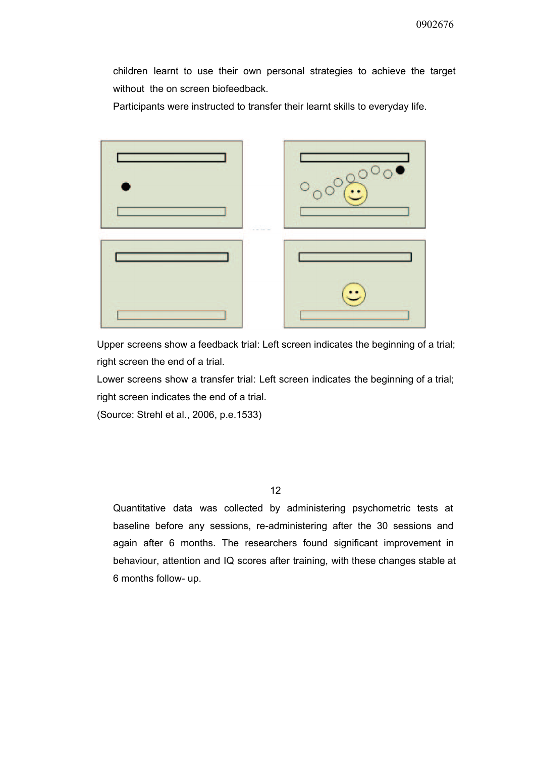children learnt to use their own personal strategies to achieve the target without the on screen biofeedback.

Participants were instructed to transfer their learnt skills to everyday life.

Upper screens show a feedback trial: Left screen indicates the beginning of a trial; right screen the end of a trial.

Lower screens show a transfer trial: Left screen indicates the beginning of a trial; right screen indicates the end of a trial.

(Source: Strehl et al., 2006, p.e.1533)

Quantitative data was collected by administering psychometric tests at baseline before any sessions, re-administering after the 30 sessions and again after 6 months. The researchers found significant improvement in behaviour, attention and IQ scores after training, with these changes stable at 6 months follow- up.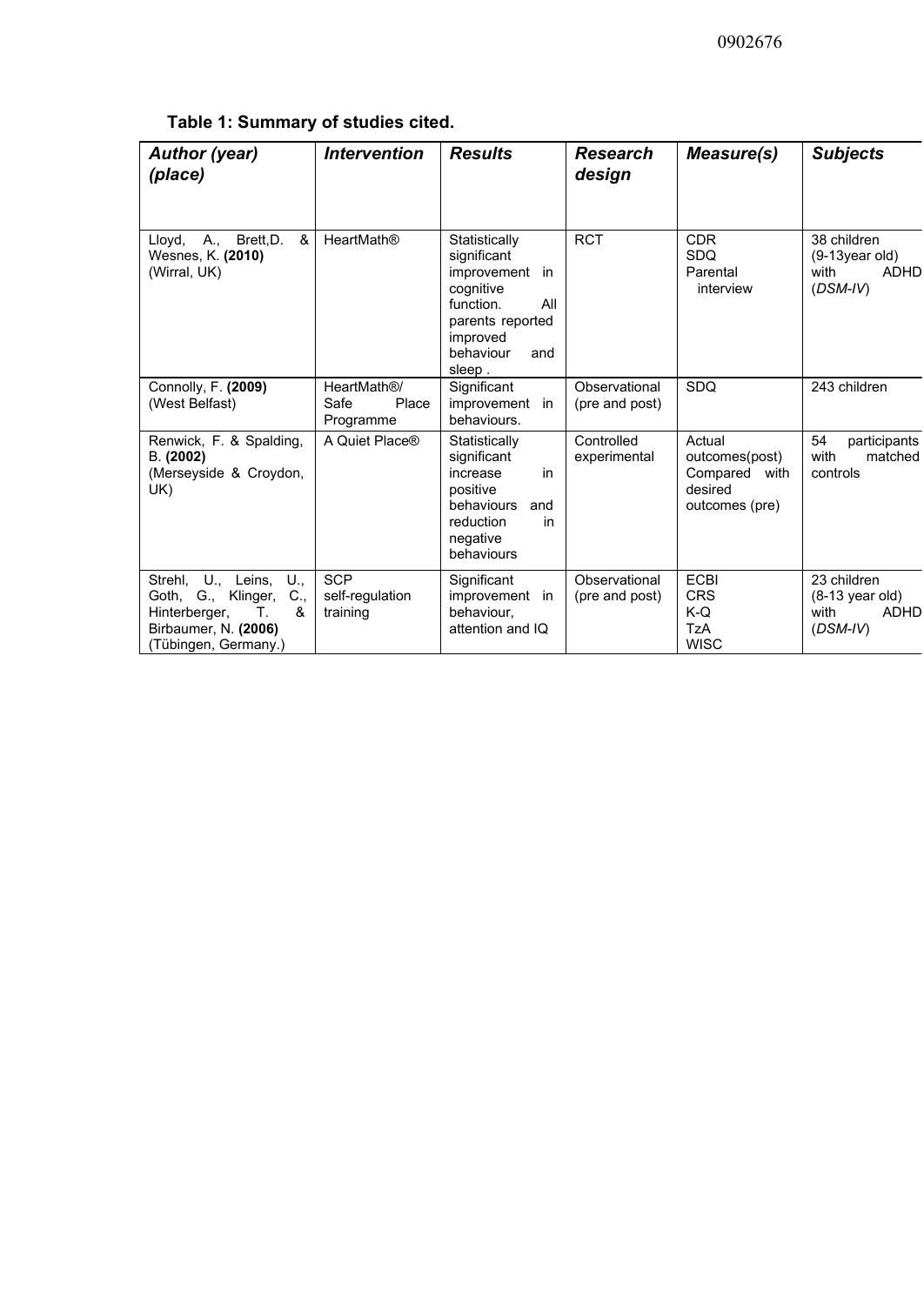**Table 1: Summary of studies cited.**

| ***Author (year) (place)*** | ***Intervention*** | ***Results*** | ***Research design*** | ***Measure(s)*** | ***Subjects*** |
|---|---|---|---|---|---|
| Lloyd, A., Brett, D. & Wesnes, K. **(2010)** (Wirral, UK) | HeartMath® | Statistically significant improvement in cognitive function. All parents reported improved behaviour and sleep . | RCT | CDR<br>SDQ<br>Parental interview | 38 children (9-13year old) with ADHD (*DSM-IV*) |
| Connolly, F. **(2009)** (West Belfast) | HeartMath®/ Safe Place Programme | Significant improvement in behaviours. | Observational (pre and post) | SDQ | 243 children |
| Renwick, F. & Spalding, B. **(2002)** (Merseyside & Croydon, UK) | A Quiet Place® | Statistically significant increase in positive behaviours and reduction in negative behaviours | Controlled experimental | Actual outcomes(post) Compared with desired outcomes (pre) | 54 participants with matched controls |
| Strehl, U., Leins, U., Goth, G., Klinger, C., Hinterberger, T. & Birbaumer, N. **(2006)** (Tübingen, Germany.) | SCP self-regulation training | Significant improvement in behaviour, attention and IQ | Observational (pre and post) | ECBI<br>CRS<br>K-Q<br>TzA<br>WISC | 23 children (8-13 year old) with ADHD (*DSM-IV*) |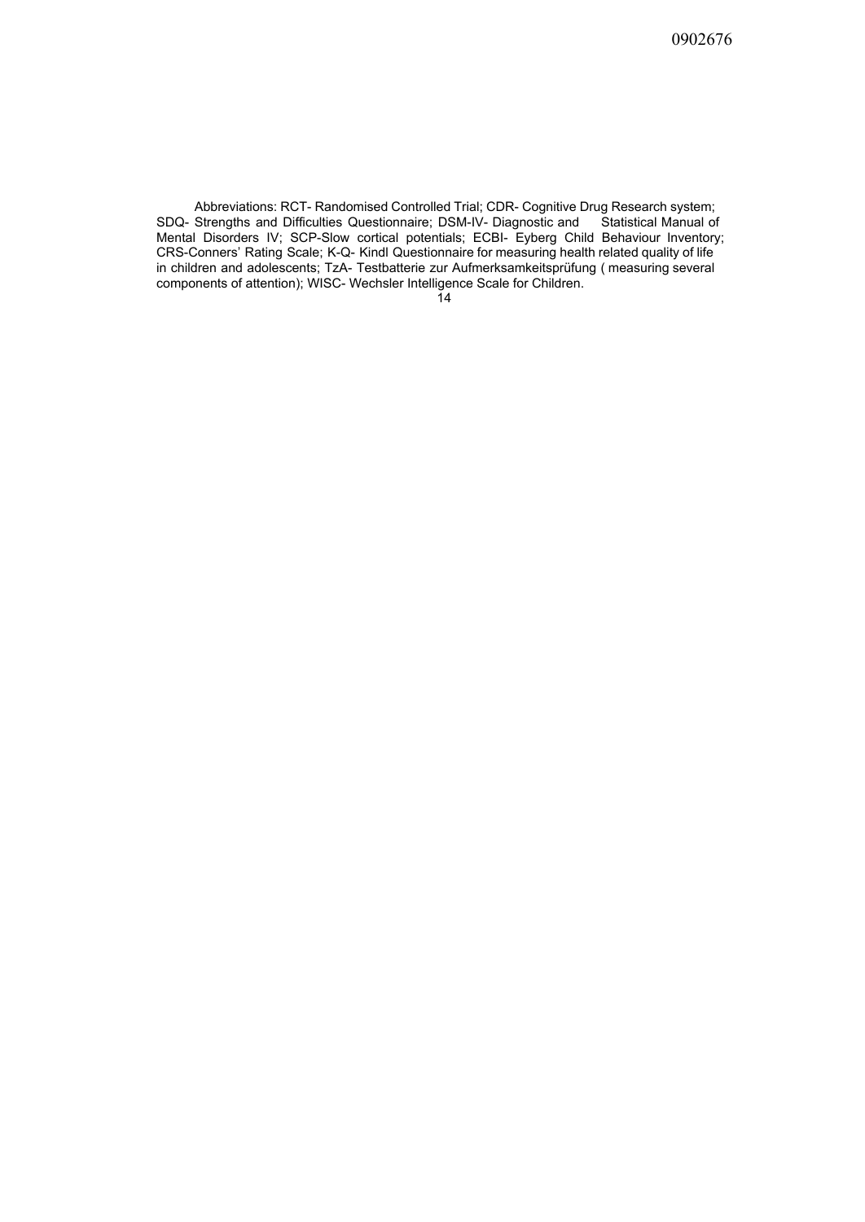Abbreviations: RCT- Randomised Controlled Trial; CDR- Cognitive Drug Research system; SDQ- Strengths and Difficulties Questionnaire; DSM-IV- Diagnostic and Statistical Manual of Mental Disorders IV; SCP-Slow cortical potentials; ECBI- Eyberg Child Behaviour Inventory; CRS-Conners' Rating Scale; K-Q- Kindl Questionnaire for measuring health related quality of life in children and adolescents; TzA- Testbatterie zur Aufmerksamkeitsprüfung ( measuring several components of attention); WISC- Wechsler Intelligence Scale for Children.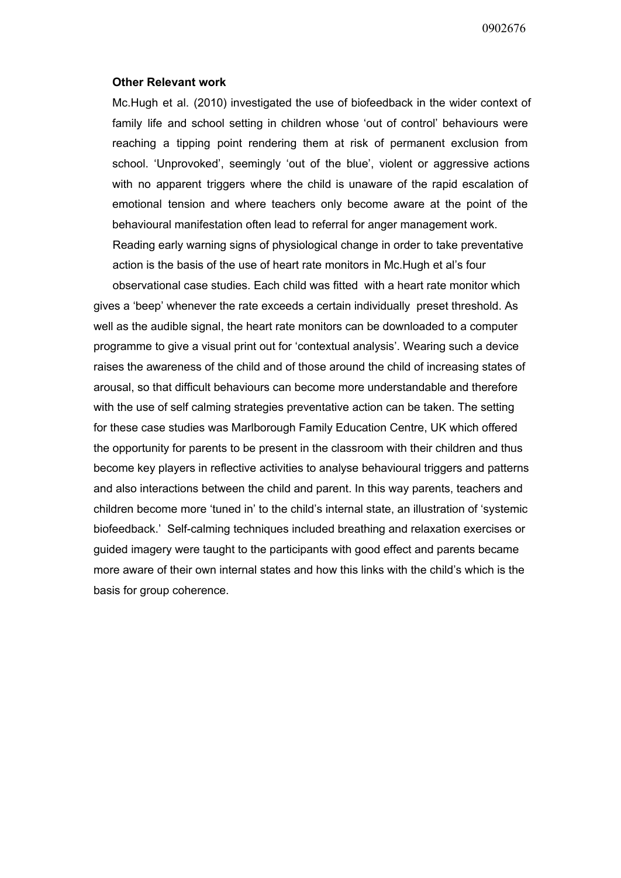**Other Relevant work**

Mc.Hugh et al. (2010) investigated the use of biofeedback in the wider context of family life and school setting in children whose 'out of control' behaviours were reaching a tipping point rendering them at risk of permanent exclusion from school. 'Unprovoked', seemingly 'out of the blue', violent or aggressive actions with no apparent triggers where the child is unaware of the rapid escalation of emotional tension and where teachers only become aware at the point of the behavioural manifestation often lead to referral for anger management work. Reading early warning signs of physiological change in order to take preventative action is the basis of the use of heart rate monitors in Mc.Hugh et al's four observational case studies. Each child was fitted with a heart rate monitor which gives a 'beep' whenever the rate exceeds a certain individually preset threshold. As well as the audible signal, the heart rate monitors can be downloaded to a computer programme to give a visual print out for 'contextual analysis'. Wearing such a device raises the awareness of the child and of those around the child of increasing states of arousal, so that difficult behaviours can become more understandable and therefore with the use of self calming strategies preventative action can be taken. The setting for these case studies was Marlborough Family Education Centre, UK which offered the opportunity for parents to be present in the classroom with their children and thus become key players in reflective activities to analyse behavioural triggers and patterns and also interactions between the child and parent. In this way parents, teachers and children become more 'tuned in' to the child's internal state, an illustration of 'systemic biofeedback.' Self-calming techniques included breathing and relaxation exercises or guided imagery were taught to the participants with good effect and parents became more aware of their own internal states and how this links with the child's which is the basis for group coherence.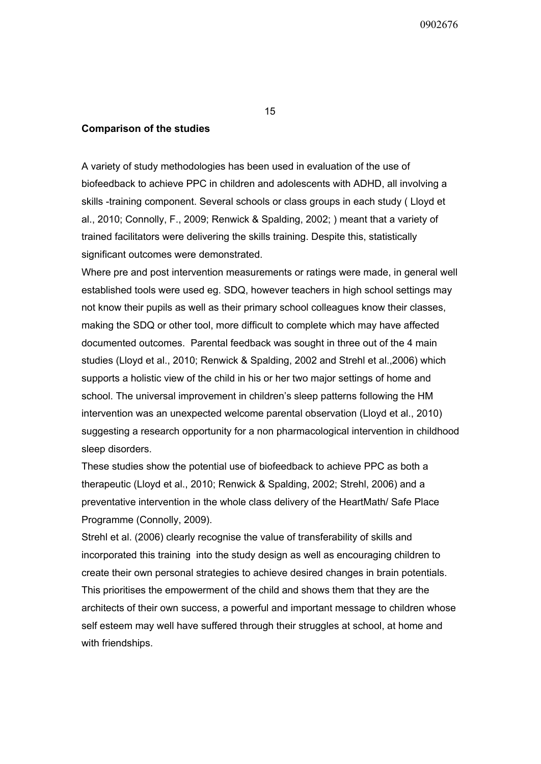**Comparison of the studies**

A variety of study methodologies has been used in evaluation of the use of biofeedback to achieve PPC in children and adolescents with ADHD, all involving a skills -training component. Several schools or class groups in each study ( Lloyd et al., 2010; Connolly, F., 2009; Renwick & Spalding, 2002; ) meant that a variety of trained facilitators were delivering the skills training. Despite this, statistically significant outcomes were demonstrated.

Where pre and post intervention measurements or ratings were made, in general well established tools were used eg. SDQ, however teachers in high school settings may not know their pupils as well as their primary school colleagues know their classes, making the SDQ or other tool, more difficult to complete which may have affected documented outcomes. Parental feedback was sought in three out of the 4 main studies (Lloyd et al., 2010; Renwick & Spalding, 2002 and Strehl et al.,2006) which supports a holistic view of the child in his or her two major settings of home and school. The universal improvement in children's sleep patterns following the HM intervention was an unexpected welcome parental observation (Lloyd et al., 2010) suggesting a research opportunity for a non pharmacological intervention in childhood sleep disorders.

These studies show the potential use of biofeedback to achieve PPC as both a therapeutic (Lloyd et al., 2010; Renwick & Spalding, 2002; Strehl, 2006) and a preventative intervention in the whole class delivery of the HeartMath/ Safe Place Programme (Connolly, 2009).

Strehl et al. (2006) clearly recognise the value of transferability of skills and incorporated this training into the study design as well as encouraging children to create their own personal strategies to achieve desired changes in brain potentials. This prioritises the empowerment of the child and shows them that they are the architects of their own success, a powerful and important message to children whose self esteem may well have suffered through their struggles at school, at home and with friendships.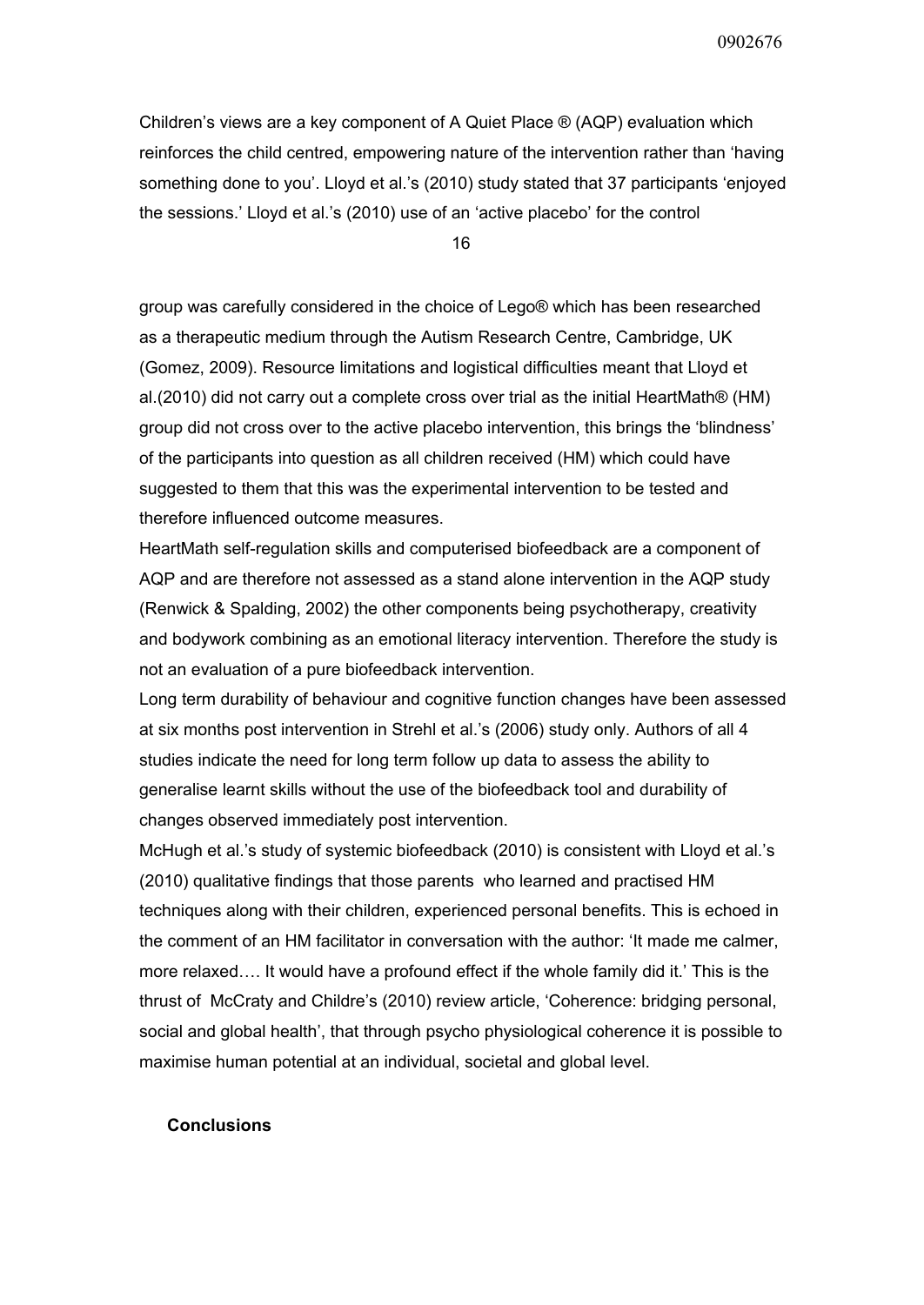Children's views are a key component of A Quiet Place ® (AQP) evaluation which reinforces the child centred, empowering nature of the intervention rather than 'having something done to you'. Lloyd et al.'s (2010) study stated that 37 participants 'enjoyed the sessions.' Lloyd et al.'s (2010) use of an 'active placebo' for the control group was carefully considered in the choice of Lego® which has been researched as a therapeutic medium through the Autism Research Centre, Cambridge, UK (Gomez, 2009). Resource limitations and logistical difficulties meant that Lloyd et al.(2010) did not carry out a complete cross over trial as the initial HeartMath® (HM) group did not cross over to the active placebo intervention, this brings the 'blindness' of the participants into question as all children received (HM) which could have suggested to them that this was the experimental intervention to be tested and therefore influenced outcome measures.

HeartMath self-regulation skills and computerised biofeedback are a component of AQP and are therefore not assessed as a stand alone intervention in the AQP study (Renwick & Spalding, 2002) the other components being psychotherapy, creativity and bodywork combining as an emotional literacy intervention. Therefore the study is not an evaluation of a pure biofeedback intervention.

Long term durability of behaviour and cognitive function changes have been assessed at six months post intervention in Strehl et al.'s (2006) study only. Authors of all 4 studies indicate the need for long term follow up data to assess the ability to generalise learnt skills without the use of the biofeedback tool and durability of changes observed immediately post intervention.

McHugh et al.'s study of systemic biofeedback (2010) is consistent with Lloyd et al.'s (2010) qualitative findings that those parents who learned and practised HM techniques along with their children, experienced personal benefits. This is echoed in the comment of an HM facilitator in conversation with the author: 'It made me calmer, more relaxed…. It would have a profound effect if the whole family did it.' This is the thrust of McCraty and Childre's (2010) review article, 'Coherence: bridging personal, social and global health', that through psycho physiological coherence it is possible to maximise human potential at an individual, societal and global level.

**Conclusions**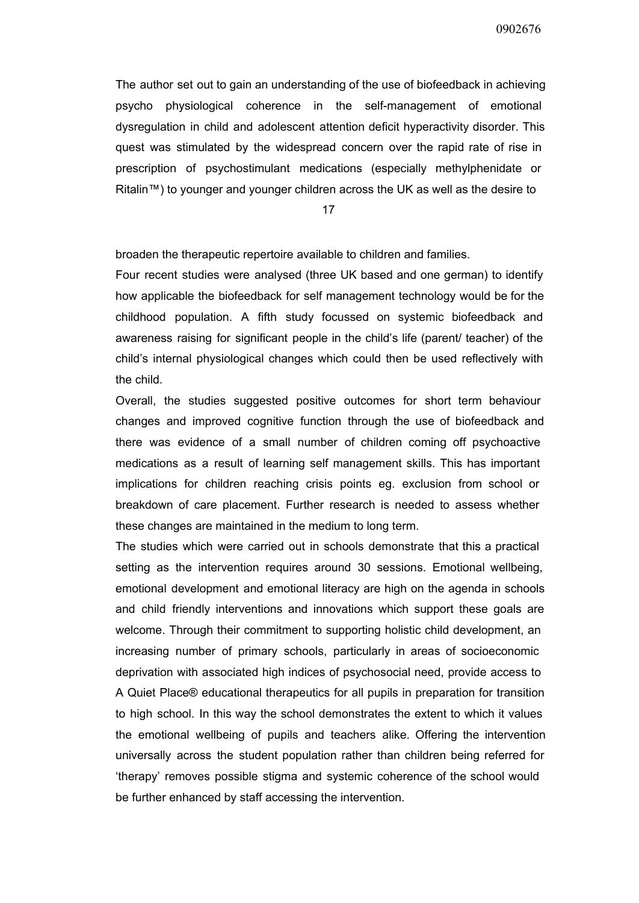The author set out to gain an understanding of the use of biofeedback in achieving psycho physiological coherence in the self-management of emotional dysregulation in child and adolescent attention deficit hyperactivity disorder. This quest was stimulated by the widespread concern over the rapid rate of rise in prescription of psychostimulant medications (especially methylphenidate or Ritalin™) to younger and younger children across the UK as well as the desire to broaden the therapeutic repertoire available to children and families.

Four recent studies were analysed (three UK based and one german) to identify how applicable the biofeedback for self management technology would be for the childhood population. A fifth study focussed on systemic biofeedback and awareness raising for significant people in the child's life (parent/ teacher) of the child's internal physiological changes which could then be used reflectively with the child.

Overall, the studies suggested positive outcomes for short term behaviour changes and improved cognitive function through the use of biofeedback and there was evidence of a small number of children coming off psychoactive medications as a result of learning self management skills. This has important implications for children reaching crisis points eg. exclusion from school or breakdown of care placement. Further research is needed to assess whether these changes are maintained in the medium to long term.

The studies which were carried out in schools demonstrate that this a practical setting as the intervention requires around 30 sessions. Emotional wellbeing, emotional development and emotional literacy are high on the agenda in schools and child friendly interventions and innovations which support these goals are welcome. Through their commitment to supporting holistic child development, an increasing number of primary schools, particularly in areas of socioeconomic deprivation with associated high indices of psychosocial need, provide access to A Quiet Place® educational therapeutics for all pupils in preparation for transition to high school. In this way the school demonstrates the extent to which it values the emotional wellbeing of pupils and teachers alike. Offering the intervention universally across the student population rather than children being referred for 'therapy' removes possible stigma and systemic coherence of the school would be further enhanced by staff accessing the intervention.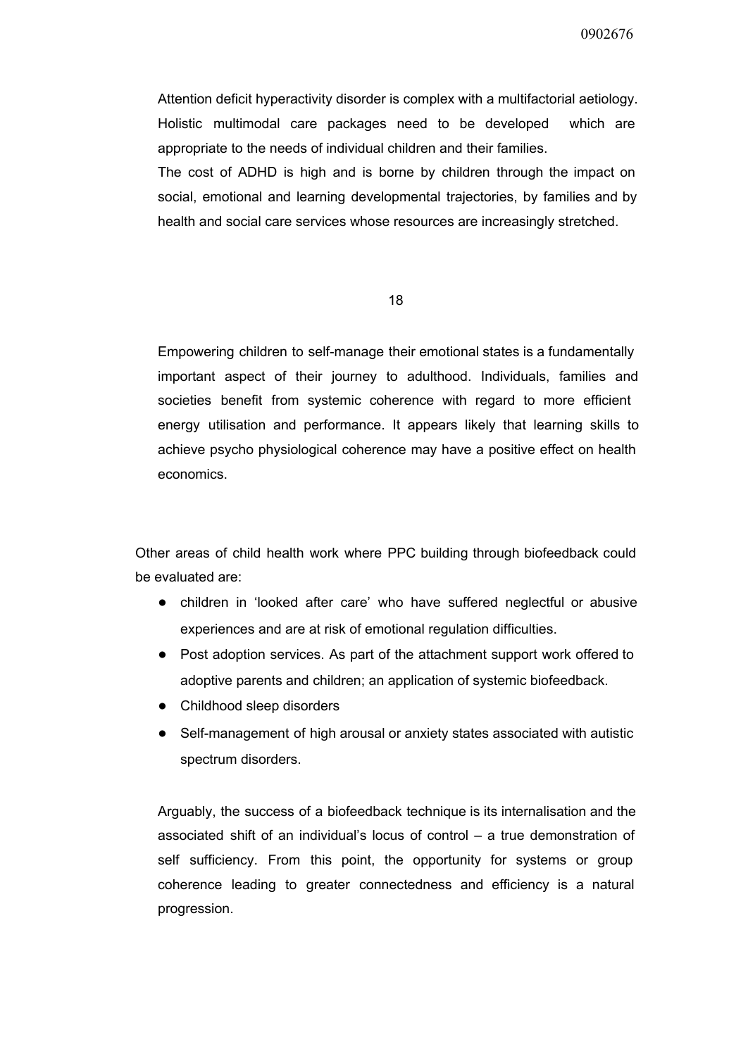Attention deficit hyperactivity disorder is complex with a multifactorial aetiology. Holistic multimodal care packages need to be developed which are appropriate to the needs of individual children and their families.
The cost of ADHD is high and is borne by children through the impact on social, emotional and learning developmental trajectories, by families and by health and social care services whose resources are increasingly stretched.

Empowering children to self-manage their emotional states is a fundamentally important aspect of their journey to adulthood. Individuals, families and societies benefit from systemic coherence with regard to more efficient energy utilisation and performance. It appears likely that learning skills to achieve psycho physiological coherence may have a positive effect on health economics.

Other areas of child health work where PPC building through biofeedback could be evaluated are:

- children in 'looked after care' who have suffered neglectful or abusive experiences and are at risk of emotional regulation difficulties.
- Post adoption services. As part of the attachment support work offered to adoptive parents and children; an application of systemic biofeedback.
- Childhood sleep disorders
- Self-management of high arousal or anxiety states associated with autistic spectrum disorders.

Arguably, the success of a biofeedback technique is its internalisation and the associated shift of an individual's locus of control – a true demonstration of self sufficiency. From this point, the opportunity for systems or group coherence leading to greater connectedness and efficiency is a natural progression.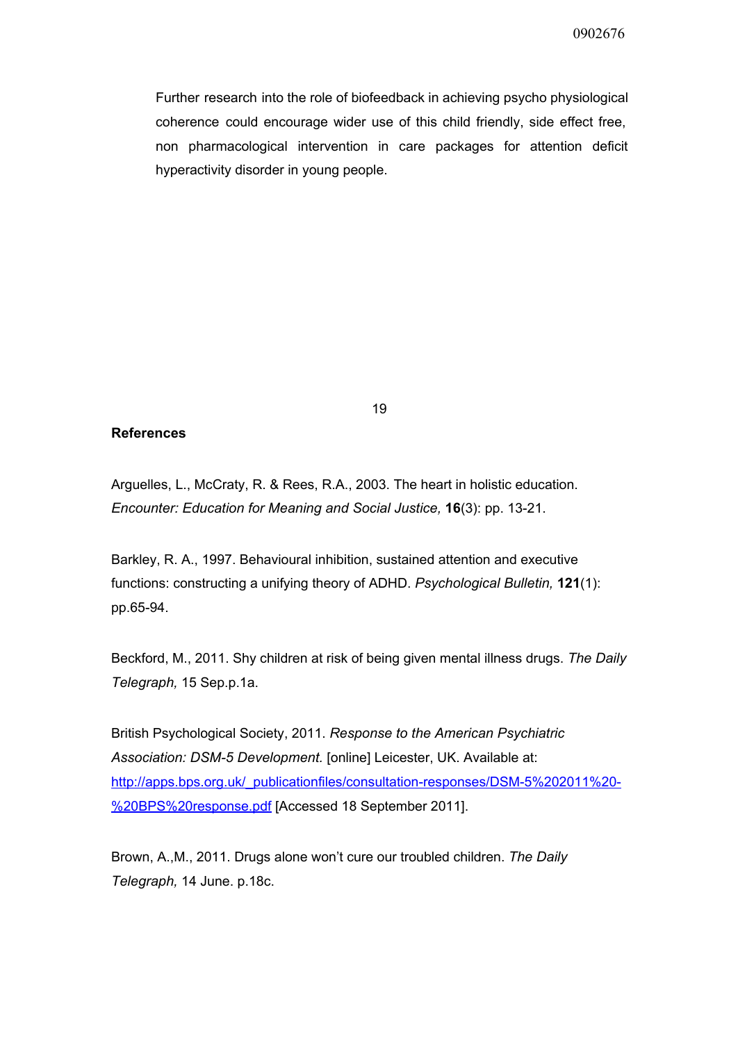Further research into the role of biofeedback in achieving psycho physiological coherence could encourage wider use of this child friendly, side effect free, non pharmacological intervention in care packages for attention deficit hyperactivity disorder in young people.

## References

Arguelles, L., McCraty, R. & Rees, R.A., 2003. The heart in holistic education. *Encounter: Education for Meaning and Social Justice,* **16**(3): pp. 13-21.

Barkley, R. A., 1997. Behavioural inhibition, sustained attention and executive functions: constructing a unifying theory of ADHD. *Psychological Bulletin,* **121**(1): pp.65-94.

Beckford, M., 2011. Shy children at risk of being given mental illness drugs. *The Daily Telegraph,* 15 Sep.p.1a.

British Psychological Society, 2011. *Response to the American Psychiatric Association: DSM-5 Development.* [online] Leicester, UK. Available at: http://apps.bps.org.uk/_publicationfiles/consultation-responses/DSM-5%202011%20-%20BPS%20response.pdf [Accessed 18 September 2011].

Brown, A.,M., 2011. Drugs alone won't cure our troubled children. *The Daily Telegraph,* 14 June. p.18c.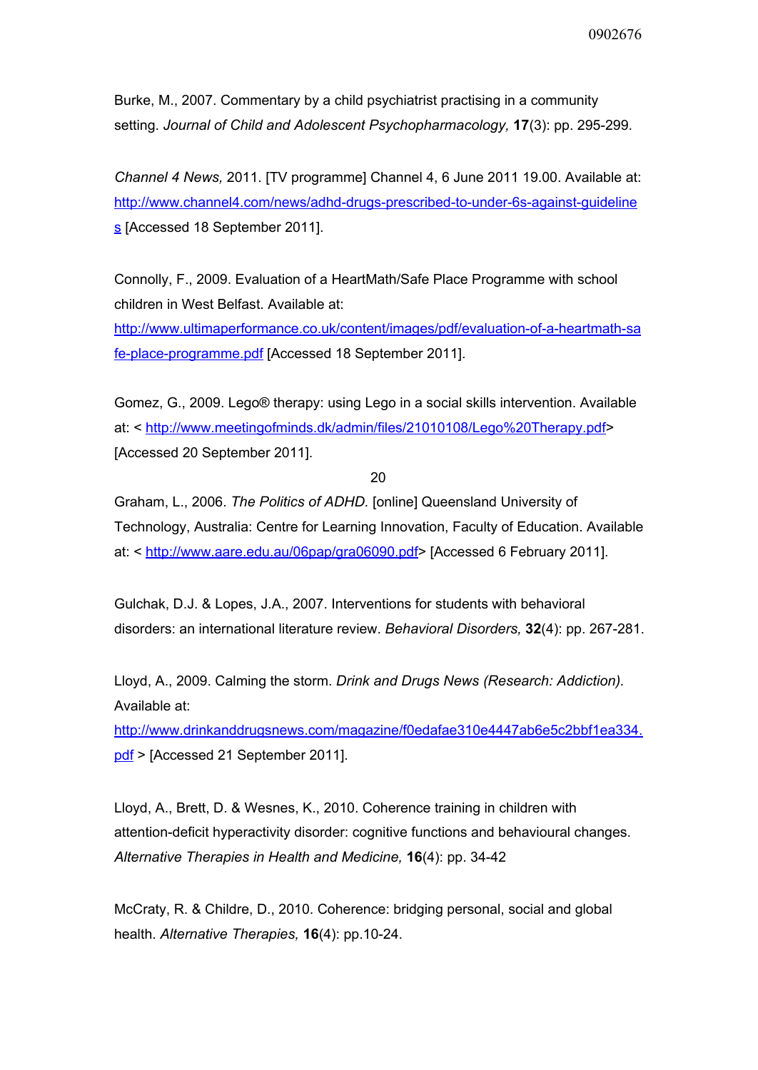Burke, M., 2007. Commentary by a child psychiatrist practising in a community setting. *Journal of Child and Adolescent Psychopharmacology,* **17**(3): pp. 295-299.

*Channel 4 News,* 2011. [TV programme] Channel 4, 6 June 2011 19.00. Available at: http://www.channel4.com/news/adhd-drugs-prescribed-to-under-6s-against-guidelines [Accessed 18 September 2011].

Connolly, F., 2009. Evaluation of a HeartMath/Safe Place Programme with school children in West Belfast. Available at: http://www.ultimaperformance.co.uk/content/images/pdf/evaluation-of-a-heartmath-safe-place-programme.pdf [Accessed 18 September 2011].

Gomez, G., 2009. Lego® therapy: using Lego in a social skills intervention. Available at: < http://www.meetingofminds.dk/admin/files/21010108/Lego%20Therapy.pdf> [Accessed 20 September 2011].

Graham, L., 2006. *The Politics of ADHD.* [online] Queensland University of Technology, Australia: Centre for Learning Innovation, Faculty of Education. Available at: < http://www.aare.edu.au/06pap/gra06090.pdf> [Accessed 6 February 2011].

Gulchak, D.J. & Lopes, J.A., 2007. Interventions for students with behavioral disorders: an international literature review. *Behavioral Disorders,* **32**(4): pp. 267-281.

Lloyd, A., 2009. Calming the storm. *Drink and Drugs News (Research: Addiction).* Available at: http://www.drinkanddrugsnews.com/magazine/f0edafae310e4447ab6e5c2bbf1ea334.pdf > [Accessed 21 September 2011].

Lloyd, A., Brett, D. & Wesnes, K., 2010. Coherence training in children with attention-deficit hyperactivity disorder: cognitive functions and behavioural changes. *Alternative Therapies in Health and Medicine,* **16**(4): pp. 34-42

McCraty, R. & Childre, D., 2010. Coherence: bridging personal, social and global health. *Alternative Therapies,* **16**(4): pp.10-24.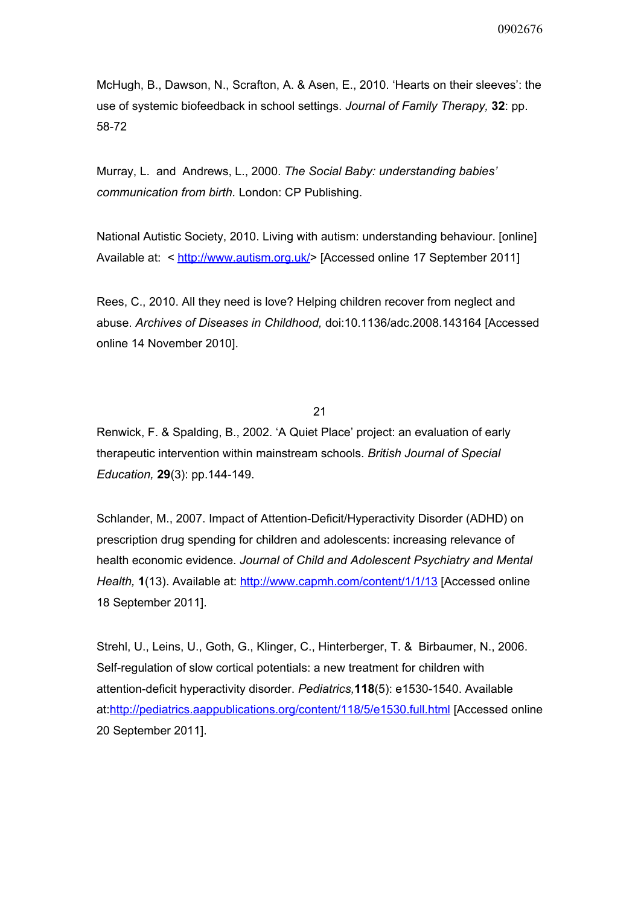McHugh, B., Dawson, N., Scrafton, A. & Asen, E., 2010. 'Hearts on their sleeves': the use of systemic biofeedback in school settings. *Journal of Family Therapy,* **32**: pp. 58-72

Murray, L. and Andrews, L., 2000. *The Social Baby: understanding babies' communication from birth*. London: CP Publishing.

National Autistic Society, 2010. Living with autism: understanding behaviour. [online] Available at: < http://www.autism.org.uk/> [Accessed online 17 September 2011]

Rees, C., 2010. All they need is love? Helping children recover from neglect and abuse. *Archives of Diseases in Childhood,* doi:10.1136/adc.2008.143164 [Accessed online 14 November 2010].

Renwick, F. & Spalding, B., 2002. 'A Quiet Place' project: an evaluation of early therapeutic intervention within mainstream schools. *British Journal of Special Education,* **29**(3): pp.144-149.

Schlander, M., 2007. Impact of Attention-Deficit/Hyperactivity Disorder (ADHD) on prescription drug spending for children and adolescents: increasing relevance of health economic evidence. *Journal of Child and Adolescent Psychiatry and Mental Health,* **1**(13). Available at: http://www.capmh.com/content/1/1/13 [Accessed online 18 September 2011].

Strehl, U., Leins, U., Goth, G., Klinger, C., Hinterberger, T. & Birbaumer, N., 2006. Self-regulation of slow cortical potentials: a new treatment for children with attention-deficit hyperactivity disorder. *Pediatrics,***118**(5): e1530-1540. Available at:http://pediatrics.aappublications.org/content/118/5/e1530.full.html [Accessed online 20 September 2011].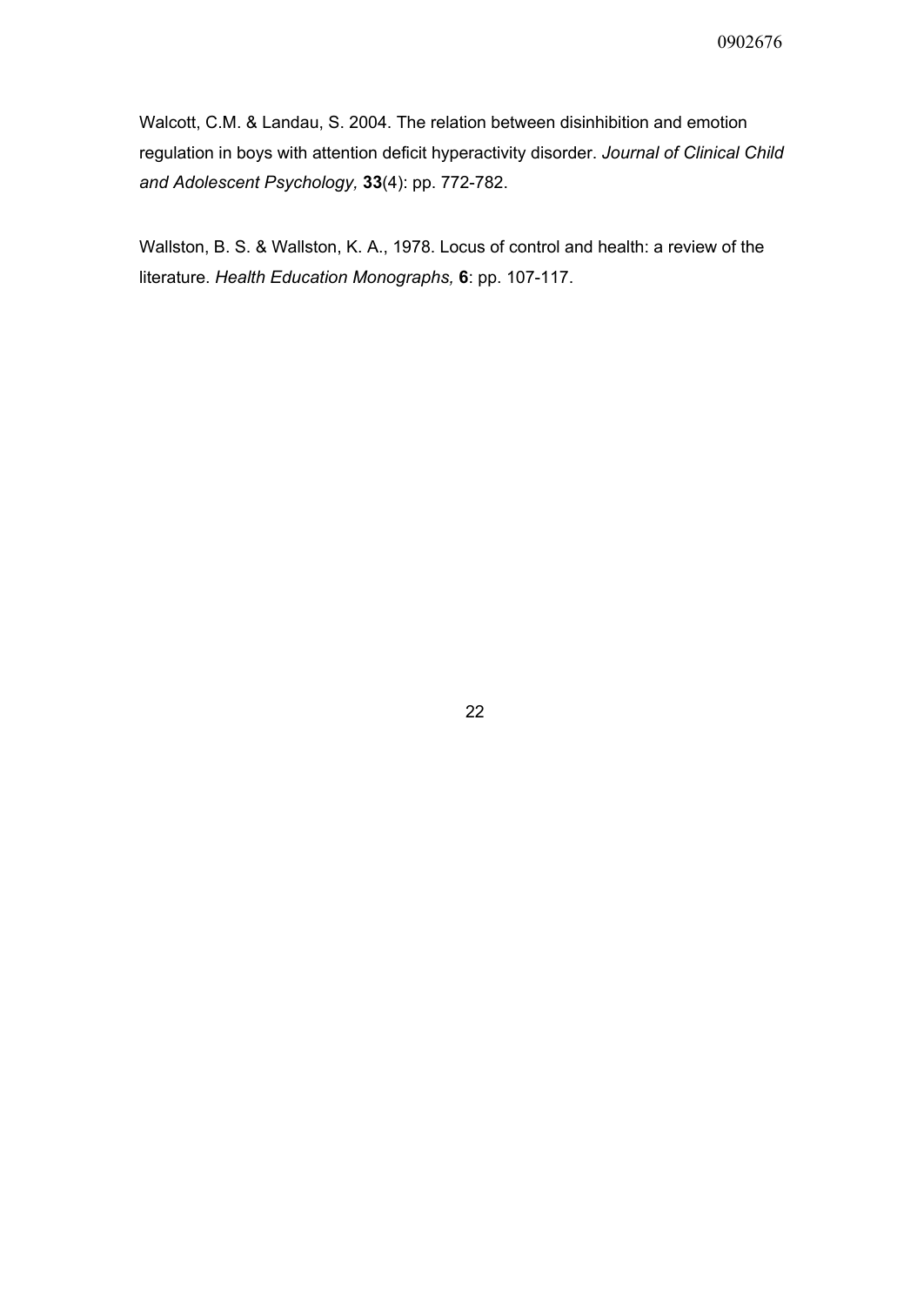Walcott, C.M. & Landau, S. 2004. The relation between disinhibition and emotion regulation in boys with attention deficit hyperactivity disorder. *Journal of Clinical Child and Adolescent Psychology,* **33**(4): pp. 772-782.

Wallston, B. S. & Wallston, K. A., 1978. Locus of control and health: a review of the literature. *Health Education Monographs,* **6**: pp. 107-117.